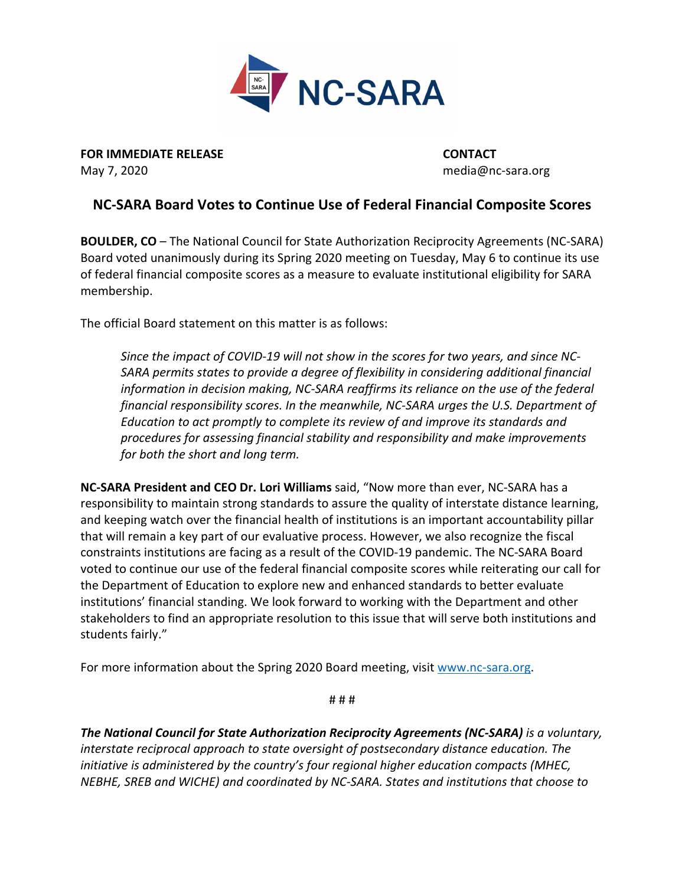NC-SARA

**FOR IMMEDIATE RELEASE**
May 7, 2020

**CONTACT**
media@nc-sara.org

## NC-SARA Board Votes to Continue Use of Federal Financial Composite Scores

**BOULDER, CO** – The National Council for State Authorization Reciprocity Agreements (NC-SARA) Board voted unanimously during its Spring 2020 meeting on Tuesday, May 6 to continue its use of federal financial composite scores as a measure to evaluate institutional eligibility for SARA membership.

The official Board statement on this matter is as follows:

> *Since the impact of COVID-19 will not show in the scores for two years, and since NC-SARA permits states to provide a degree of flexibility in considering additional financial information in decision making, NC-SARA reaffirms its reliance on the use of the federal financial responsibility scores. In the meanwhile, NC-SARA urges the U.S. Department of Education to act promptly to complete its review of and improve its standards and procedures for assessing financial stability and responsibility and make improvements for both the short and long term.*

**NC-SARA President and CEO Dr. Lori Williams** said, "Now more than ever, NC-SARA has a responsibility to maintain strong standards to assure the quality of interstate distance learning, and keeping watch over the financial health of institutions is an important accountability pillar that will remain a key part of our evaluative process. However, we also recognize the fiscal constraints institutions are facing as a result of the COVID-19 pandemic. The NC-SARA Board voted to continue our use of the federal financial composite scores while reiterating our call for the Department of Education to explore new and enhanced standards to better evaluate institutions' financial standing. We look forward to working with the Department and other stakeholders to find an appropriate resolution to this issue that will serve both institutions and students fairly."

For more information about the Spring 2020 Board meeting, visit www.nc-sara.org.

# # #

***The National Council for State Authorization Reciprocity Agreements (NC-SARA)*** *is a voluntary, interstate reciprocal approach to state oversight of postsecondary distance education. The initiative is administered by the country's four regional higher education compacts (MHEC, NEBHE, SREB and WICHE) and coordinated by NC-SARA. States and institutions that choose to*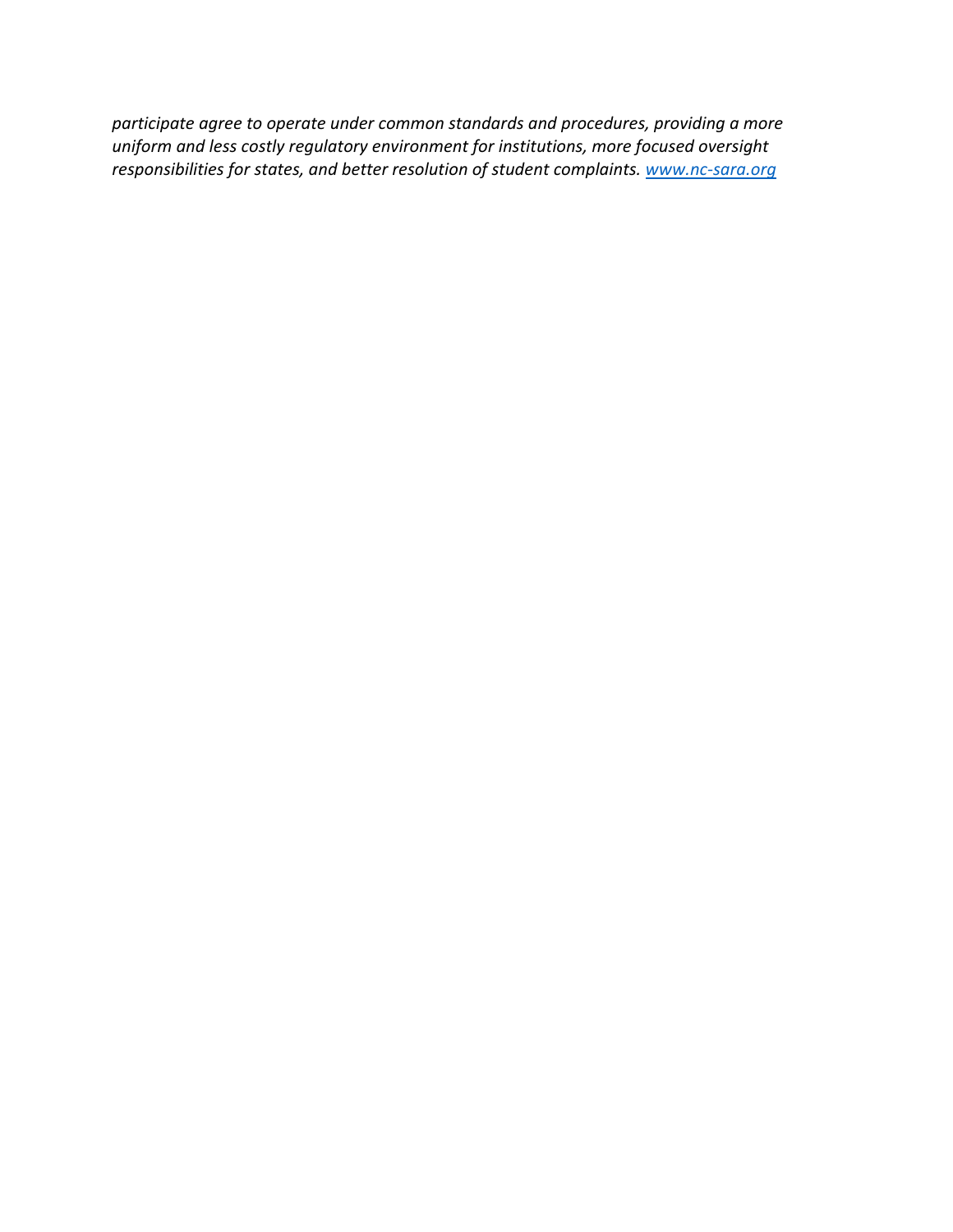*participate agree to operate under common standards and procedures, providing a more uniform and less costly regulatory environment for institutions, more focused oversight responsibilities for states, and better resolution of student complaints.* [*www.nc-sara.org*](http://www.nc-sara.org)